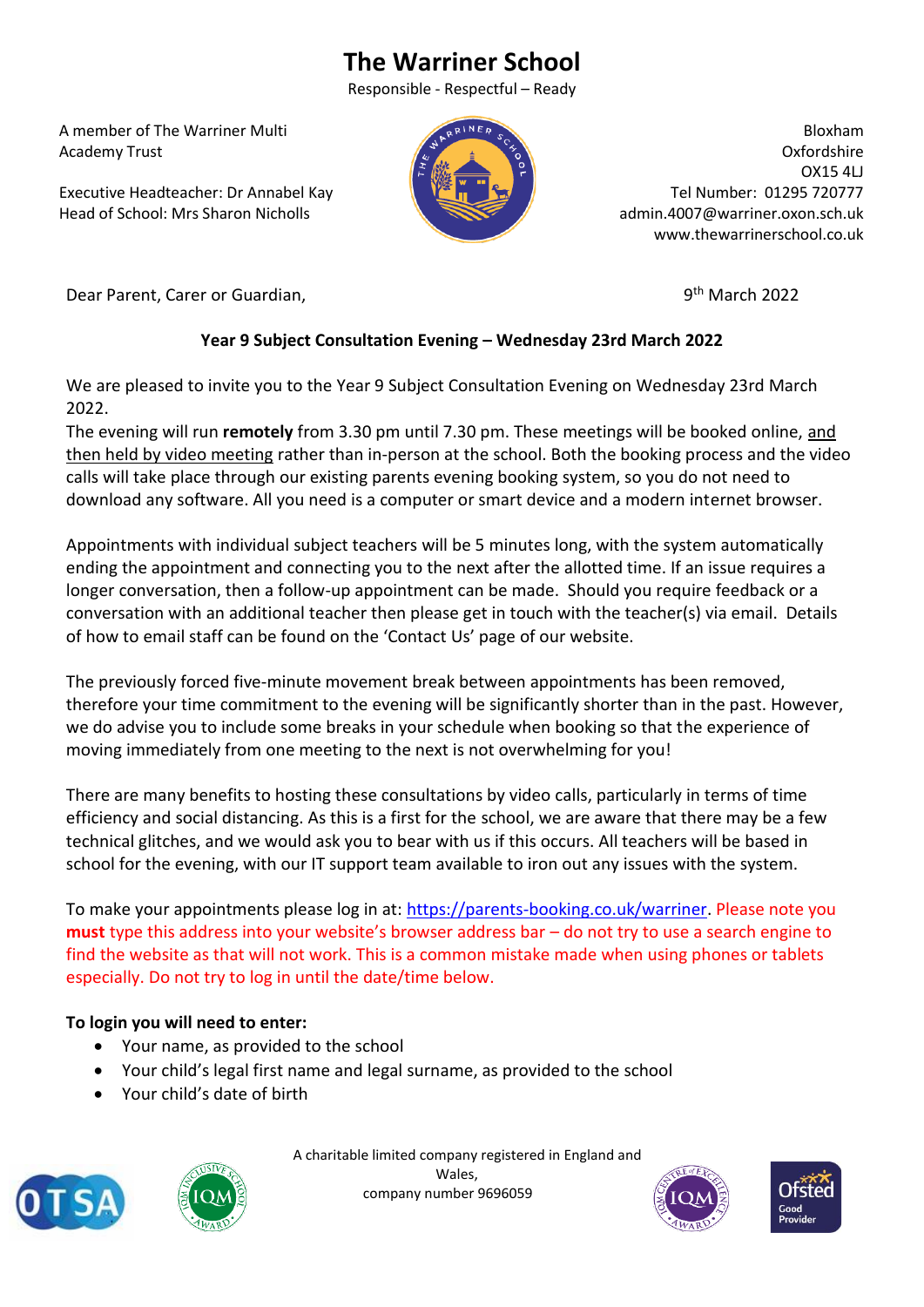# The Warriner School

Responsible - Respectful – Ready

A member of The Warriner Multi Academy Trust

Executive Headteacher: Dr Annabel Kay
Head of School: Mrs Sharon Nicholls

Bloxham
Oxfordshire
OX15 4LJ
Tel Number: 01295 720777
admin.4007@warriner.oxon.sch.uk
www.thewarrinerschool.co.uk

Dear Parent, Carer or Guardian,

9th March 2022

**Year 9 Subject Consultation Evening – Wednesday 23rd March 2022**

We are pleased to invite you to the Year 9 Subject Consultation Evening on Wednesday 23rd March 2022.

The evening will run **remotely** from 3.30 pm until 7.30 pm. These meetings will be booked online, and then held by video meeting rather than in-person at the school. Both the booking process and the video calls will take place through our existing parents evening booking system, so you do not need to download any software. All you need is a computer or smart device and a modern internet browser.

Appointments with individual subject teachers will be 5 minutes long, with the system automatically ending the appointment and connecting you to the next after the allotted time. If an issue requires a longer conversation, then a follow-up appointment can be made. Should you require feedback or a conversation with an additional teacher then please get in touch with the teacher(s) via email. Details of how to email staff can be found on the 'Contact Us' page of our website.

The previously forced five-minute movement break between appointments has been removed, therefore your time commitment to the evening will be significantly shorter than in the past. However, we do advise you to include some breaks in your schedule when booking so that the experience of moving immediately from one meeting to the next is not overwhelming for you!

There are many benefits to hosting these consultations by video calls, particularly in terms of time efficiency and social distancing. As this is a first for the school, we are aware that there may be a few technical glitches, and we would ask you to bear with us if this occurs. All teachers will be based in school for the evening, with our IT support team available to iron out any issues with the system.

To make your appointments please log in at: https://parents-booking.co.uk/warriner. Please note you **must** type this address into your website's browser address bar – do not try to use a search engine to find the website as that will not work. This is a common mistake made when using phones or tablets especially. Do not try to log in until the date/time below.

**To login you will need to enter:**

- Your name, as provided to the school
- Your child's legal first name and legal surname, as provided to the school
- Your child's date of birth

A charitable limited company registered in England and Wales, company number 9696059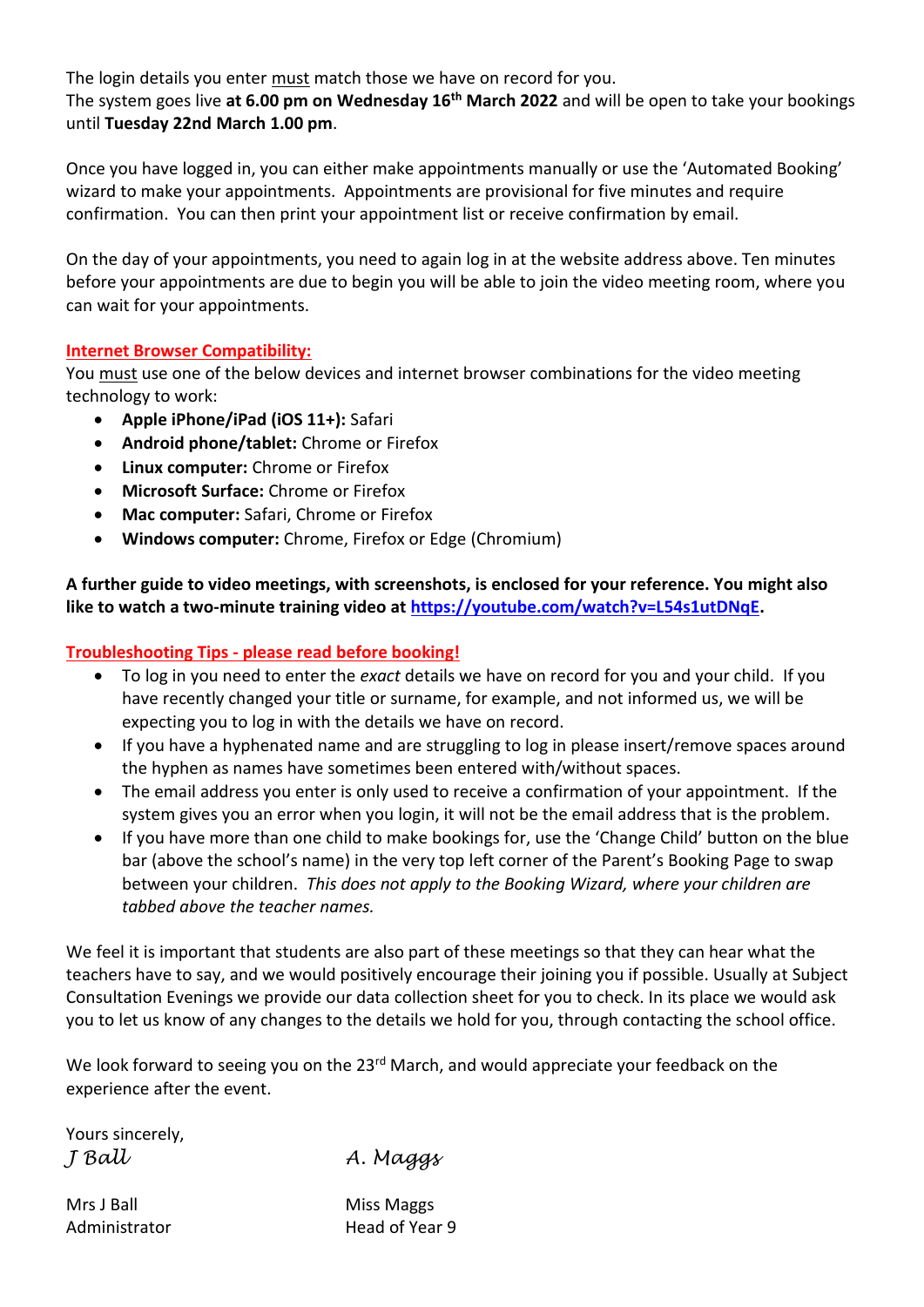The login details you enter <u>must</u> match those we have on record for you.
The system goes live **at 6.00 pm on Wednesday 16th March 2022** and will be open to take your bookings until **Tuesday 22nd March 1.00 pm**.

Once you have logged in, you can either make appointments manually or use the 'Automated Booking' wizard to make your appointments. Appointments are provisional for five minutes and require confirmation. You can then print your appointment list or receive confirmation by email.

On the day of your appointments, you need to again log in at the website address above. Ten minutes before your appointments are due to begin you will be able to join the video meeting room, where you can wait for your appointments.

**Internet Browser Compatibility:**

You <u>must</u> use one of the below devices and internet browser combinations for the video meeting technology to work:

- **Apple iPhone/iPad (iOS 11+):** Safari
- **Android phone/tablet:** Chrome or Firefox
- **Linux computer:** Chrome or Firefox
- **Microsoft Surface:** Chrome or Firefox
- **Mac computer:** Safari, Chrome or Firefox
- **Windows computer:** Chrome, Firefox or Edge (Chromium)

**A further guide to video meetings, with screenshots, is enclosed for your reference. You might also like to watch a two-minute training video at https://youtube.com/watch?v=L54s1utDNqE.**

**Troubleshooting Tips - please read before booking!**

- To log in you need to enter the *exact* details we have on record for you and your child. If you have recently changed your title or surname, for example, and not informed us, we will be expecting you to log in with the details we have on record.
- If you have a hyphenated name and are struggling to log in please insert/remove spaces around the hyphen as names have sometimes been entered with/without spaces.
- The email address you enter is only used to receive a confirmation of your appointment. If the system gives you an error when you login, it will not be the email address that is the problem.
- If you have more than one child to make bookings for, use the 'Change Child' button on the blue bar (above the school's name) in the very top left corner of the Parent's Booking Page to swap between your children. *This does not apply to the Booking Wizard, where your children are tabbed above the teacher names.*

We feel it is important that students are also part of these meetings so that they can hear what the teachers have to say, and we would positively encourage their joining you if possible. Usually at Subject Consultation Evenings we provide our data collection sheet for you to check. In its place we would ask you to let us know of any changes to the details we hold for you, through contacting the school office.

We look forward to seeing you on the 23rd March, and would appreciate your feedback on the experience after the event.

Yours sincerely,

*J Ball*

Mrs J Ball
Administrator

*A. Maggs*

Miss Maggs
Head of Year 9